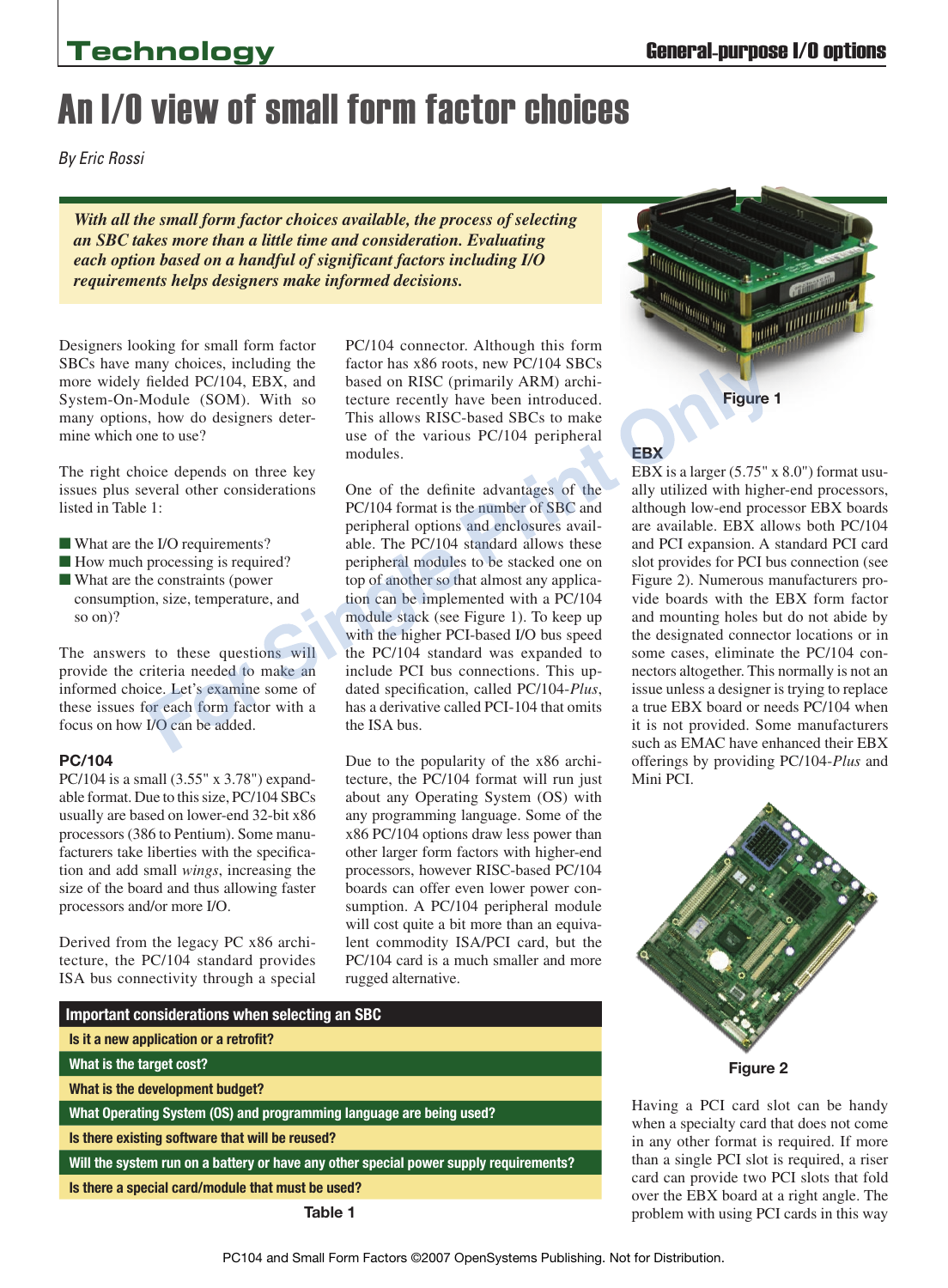# An I/O view of small form factor choices

*By Eric Rossi*

***With all the small form factor choices available, the process of selecting an SBC takes more than a little time and consideration. Evaluating each option based on a handful of significant factors including I/O requirements helps designers make informed decisions.***

Designers looking for small form factor SBCs have many choices, including the more widely fielded PC/104, EBX, and System-On-Module (SOM). With so many options, how do designers determine which one to use?

The right choice depends on three key issues plus several other considerations listed in Table 1:

- What are the I/O requirements?
- How much processing is required?
- What are the constraints (power consumption, size, temperature, and so on)?

The answers to these questions will provide the criteria needed to make an informed choice. Let's examine some of these issues for each form factor with a focus on how I/O can be added.

## PC/104

PC/104 is a small (3.55" x 3.78") expandable format. Due to this size, PC/104 SBCs usually are based on lower-end 32-bit x86 processors (386 to Pentium). Some manufacturers take liberties with the specification and add small *wings*, increasing the size of the board and thus allowing faster processors and/or more I/O.

Derived from the legacy PC x86 architecture, the PC/104 standard provides ISA bus connectivity through a special PC/104 connector. Although this form factor has x86 roots, new PC/104 SBCs based on RISC (primarily ARM) architecture recently have been introduced. This allows RISC-based SBCs to make use of the various PC/104 peripheral modules.

One of the definite advantages of the PC/104 format is the number of SBC and peripheral options and enclosures available. The PC/104 standard allows these peripheral modules to be stacked one on top of another so that almost any application can be implemented with a PC/104 module stack (see Figure 1). To keep up with the higher PCI-based I/O bus speed the PC/104 standard was expanded to include PCI bus connections. This updated specification, called PC/104-*Plus*, has a derivative called PCI-104 that omits the ISA bus.

Due to the popularity of the x86 architecture, the PC/104 format will run just about any Operating System (OS) with any programming language. Some of the x86 PC/104 options draw less power than other larger form factors with higher-end processors, however RISC-based PC/104 boards can offer even lower power consumption. A PC/104 peripheral module will cost quite a bit more than an equivalent commodity ISA/PCI card, but the PC/104 card is a much smaller and more rugged alternative.

| Important considerations when selecting an SBC |
|---|
| Is it a new application or a retrofit? |
| What is the target cost? |
| What is the development budget? |
| What Operating System (OS) and programming language are being used? |
| Is there existing software that will be reused? |
| Will the system run on a battery or have any other special power supply requirements? |
| Is there a special card/module that must be used? |

Table 1

Figure 1

## EBX

EBX is a larger (5.75" x 8.0") format usually utilized with higher-end processors, although low-end processor EBX boards are available. EBX allows both PC/104 and PCI expansion. A standard PCI card slot provides for PCI bus connection (see Figure 2). Numerous manufacturers provide boards with the EBX form factor and mounting holes but do not abide by the designated connector locations or in some cases, eliminate the PC/104 connectors altogether. This normally is not an issue unless a designer is trying to replace a true EBX board or needs PC/104 when it is not provided. Some manufacturers such as EMAC have enhanced their EBX offerings by providing PC/104-*Plus* and Mini PCI.

Figure 2

Having a PCI card slot can be handy when a specialty card that does not come in any other format is required. If more than a single PCI slot is required, a riser card can provide two PCI slots that fold over the EBX board at a right angle. The problem with using PCI cards in this way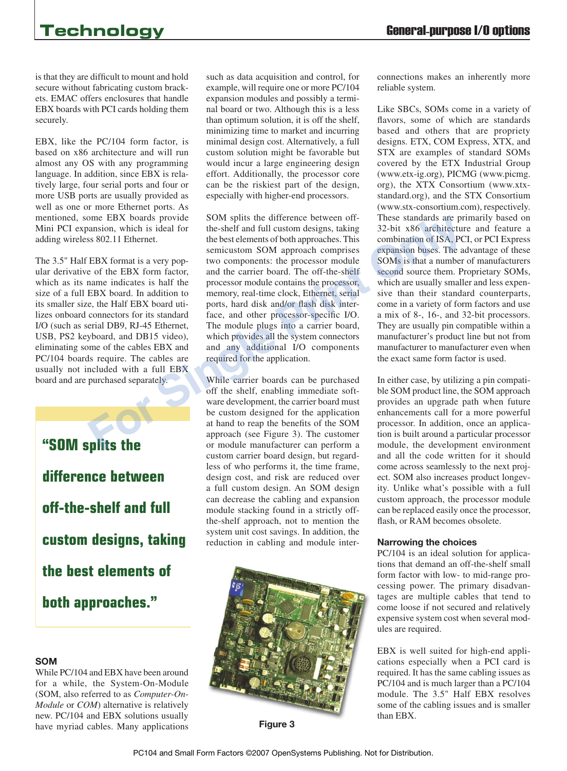is that they are difficult to mount and hold secure without fabricating custom brackets. EMAC offers enclosures that handle EBX boards with PCI cards holding them securely.

EBX, like the PC/104 form factor, is based on x86 architecture and will run almost any OS with any programming language. In addition, since EBX is relatively large, four serial ports and four or more USB ports are usually provided as well as one or more Ethernet ports. As mentioned, some EBX boards provide Mini PCI expansion, which is ideal for adding wireless 802.11 Ethernet.

The 3.5" Half EBX format is a very popular derivative of the EBX form factor, which as its name indicates is half the size of a full EBX board. In addition to its smaller size, the Half EBX board utilizes onboard connectors for its standard I/O (such as serial DB9, RJ-45 Ethernet, USB, PS2 keyboard, and DB15 video), eliminating some of the cables EBX and PC/104 boards require. The cables are usually not included with a full EBX board and are purchased separately.

> **"SOM splits the difference between off-the-shelf and full custom designs, taking the best elements of both approaches."**

### SOM

While PC/104 and EBX have been around for a while, the System-On-Module (SOM, also referred to as *Computer-On-Module* or *COM*) alternative is relatively new. PC/104 and EBX solutions usually have myriad cables. Many applications such as data acquisition and control, for example, will require one or more PC/104 expansion modules and possibly a terminal board or two. Although this is a less than optimum solution, it is off the shelf, minimizing time to market and incurring minimal design cost. Alternatively, a full custom solution might be favorable but would incur a large engineering design effort. Additionally, the processor core can be the riskiest part of the design, especially with higher-end processors.

SOM splits the difference between off-the-shelf and full custom designs, taking the best elements of both approaches. This semicustom SOM approach comprises two components: the processor module and the carrier board. The off-the-shelf processor module contains the processor, memory, real-time clock, Ethernet, serial ports, hard disk and/or flash disk interface, and other processor-specific I/O. The module plugs into a carrier board, which provides all the system connectors and any additional I/O components required for the application.

While carrier boards can be purchased off the shelf, enabling immediate software development, the carrier board must be custom designed for the application at hand to reap the benefits of the SOM approach (see Figure 3). The customer or module manufacturer can perform a custom carrier board design, but regardless of who performs it, the time frame, design cost, and risk are reduced over a full custom design. An SOM design can decrease the cabling and expansion module stacking found in a strictly off-the-shelf approach, not to mention the system unit cost savings. In addition, the reduction in cabling and module interconnections makes an inherently more reliable system.

Figure 3

Like SBCs, SOMs come in a variety of flavors, some of which are standards based and others that are propriety designs. ETX, COM Express, XTX, and STX are examples of standard SOMs covered by the ETX Industrial Group (www.etx-ig.org), PICMG (www.picmg.org), the XTX Consortium (www.xtx-standard.org), and the STX Consortium (www.stx-consortium.com), respectively. These standards are primarily based on 32-bit x86 architecture and feature a combination of ISA, PCI, or PCI Express expansion buses. The advantage of these SOMs is that a number of manufacturers second source them. Proprietary SOMs, which are usually smaller and less expensive than their standard counterparts, come in a variety of form factors and use a mix of 8-, 16-, and 32-bit processors. They are usually pin compatible within a manufacturer's product line but not from manufacturer to manufacturer even when the exact same form factor is used.

In either case, by utilizing a pin compatible SOM product line, the SOM approach provides an upgrade path when future enhancements call for a more powerful processor. In addition, once an application is built around a particular processor module, the development environment and all the code written for it should come across seamlessly to the next project. SOM also increases product longevity. Unlike what's possible with a full custom approach, the processor module can be replaced easily once the processor, flash, or RAM becomes obsolete.

### Narrowing the choices

PC/104 is an ideal solution for applications that demand an off-the-shelf small form factor with low- to mid-range processing power. The primary disadvantages are multiple cables that tend to come loose if not secured and relatively expensive system cost when several modules are required.

EBX is well suited for high-end applications especially when a PCI card is required. It has the same cabling issues as PC/104 and is much larger than a PC/104 module. The 3.5" Half EBX resolves some of the cabling issues and is smaller than EBX.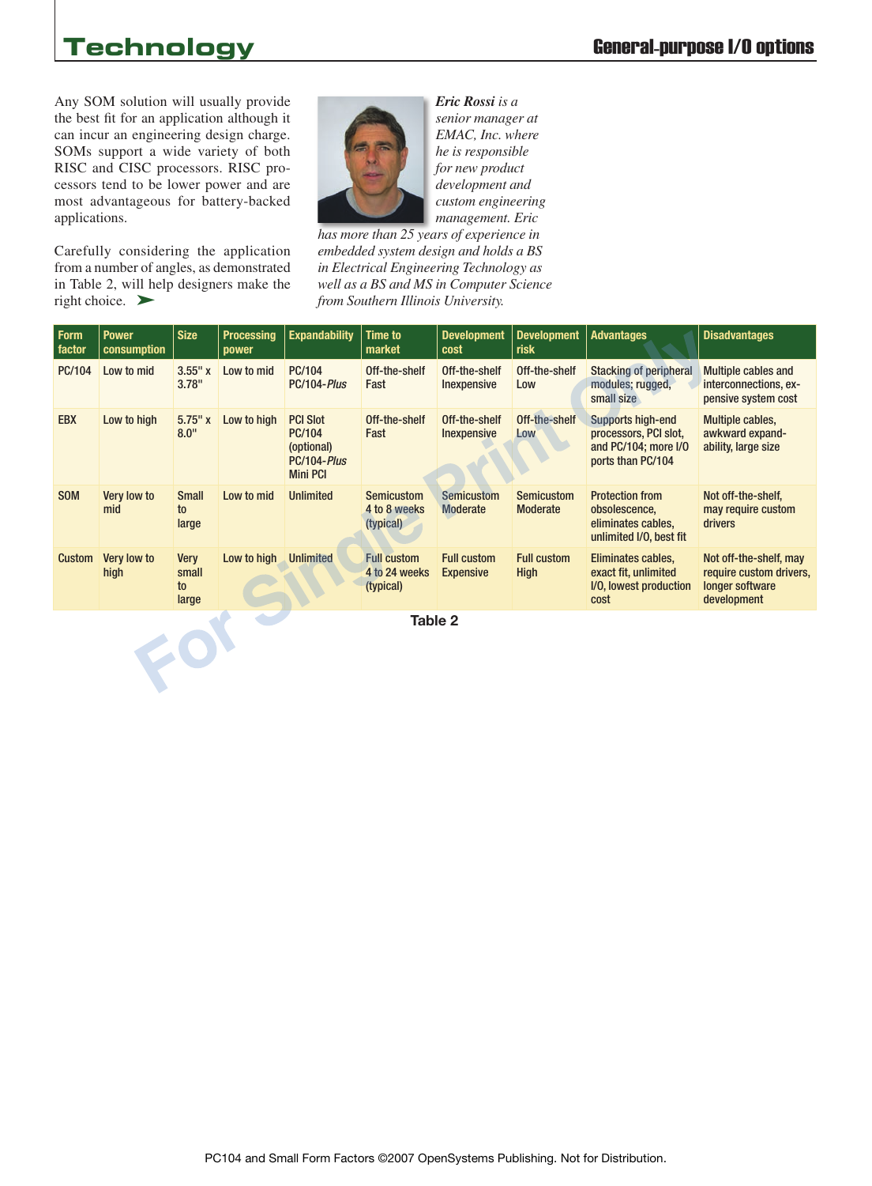Any SOM solution will usually provide the best fit for an application although it can incur an engineering design charge. SOMs support a wide variety of both RISC and CISC processors. RISC processors tend to be lower power and are most advantageous for battery-backed applications.

Carefully considering the application from a number of angles, as demonstrated in Table 2, will help designers make the right choice. ➤

*Eric Rossi is a senior manager at EMAC, Inc. where he is responsible for new product development and custom engineering management. Eric has more than 25 years of experience in embedded system design and holds a BS in Electrical Engineering Technology as well as a BS and MS in Computer Science from Southern Illinois University.*

| Form factor | Power consumption | Size | Processing power | Expandability | Time to market | Development cost | Development risk | Advantages | Disadvantages |
|---|---|---|---|---|---|---|---|---|---|
| PC/104 | Low to mid | 3.55" x 3.78" | Low to mid | PC/104 PC/104-*Plus* | Off-the-shelf Fast | Off-the-shelf Inexpensive | Off-the-shelf Low | Stacking of peripheral modules; rugged, small size | Multiple cables and interconnections, expensive system cost |
| EBX | Low to high | 5.75" x 8.0" | Low to high | PCI Slot PC/104 (optional) PC/104-*Plus* Mini PCI | Off-the-shelf Fast | Off-the-shelf Inexpensive | Off-the-shelf Low | Supports high-end processors, PCI slot, and PC/104; more I/O ports than PC/104 | Multiple cables, awkward expandability, large size |
| SOM | Very low to mid | Small to large | Low to mid | Unlimited | Semicustom 4 to 8 weeks (typical) | Semicustom Moderate | Semicustom Moderate | Protection from obsolescence, eliminates cables, unlimited I/O, best fit | Not off-the-shelf, may require custom drivers |
| Custom | Very low to high | Very small to large | Low to high | Unlimited | Full custom 4 to 24 weeks (typical) | Full custom Expensive | Full custom High | Eliminates cables, exact fit, unlimited I/O, lowest production cost | Not off-the-shelf, may require custom drivers, longer software development |

Table 2